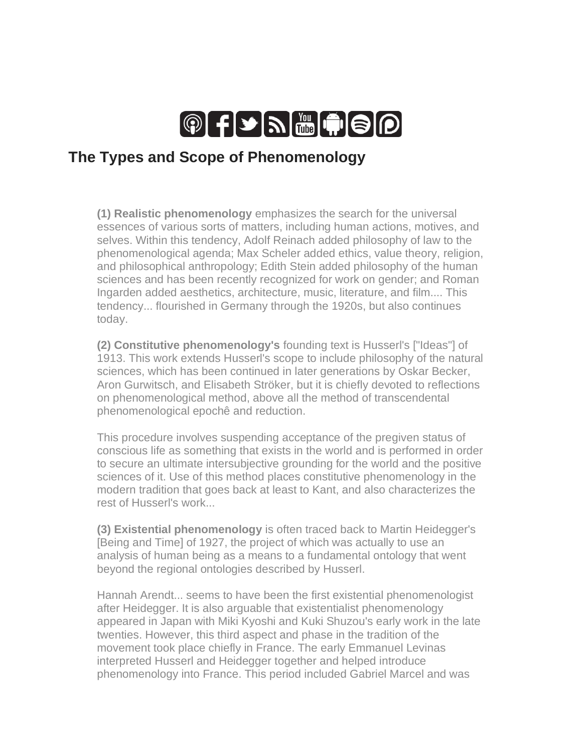## The Types and Scope of Phenomenology

**(1) Realistic phenomenology** emphasizes the search for the universal essences of various sorts of matters, including human actions, motives, and selves. Within this tendency, Adolf Reinach added philosophy of law to the phenomenological agenda; Max Scheler added ethics, value theory, religion, and philosophical anthropology; Edith Stein added philosophy of the human sciences and has been recently recognized for work on gender; and Roman Ingarden added aesthetics, architecture, music, literature, and film.... This tendency... flourished in Germany through the 1920s, but also continues today.

**(2) Constitutive phenomenology's** founding text is Husserl's ["Ideas"] of 1913. This work extends Husserl's scope to include philosophy of the natural sciences, which has been continued in later generations by Oskar Becker, Aron Gurwitsch, and Elisabeth Ströker, but it is chiefly devoted to reflections on phenomenological method, above all the method of transcendental phenomenological epochê and reduction.

This procedure involves suspending acceptance of the pregiven status of conscious life as something that exists in the world and is performed in order to secure an ultimate intersubjective grounding for the world and the positive sciences of it. Use of this method places constitutive phenomenology in the modern tradition that goes back at least to Kant, and also characterizes the rest of Husserl's work...

**(3) Existential phenomenology** is often traced back to Martin Heidegger's [Being and Time] of 1927, the project of which was actually to use an analysis of human being as a means to a fundamental ontology that went beyond the regional ontologies described by Husserl.

Hannah Arendt... seems to have been the first existential phenomenologist after Heidegger. It is also arguable that existentialist phenomenology appeared in Japan with Miki Kyoshi and Kuki Shuzou's early work in the late twenties. However, this third aspect and phase in the tradition of the movement took place chiefly in France. The early Emmanuel Levinas interpreted Husserl and Heidegger together and helped introduce phenomenology into France. This period included Gabriel Marcel and was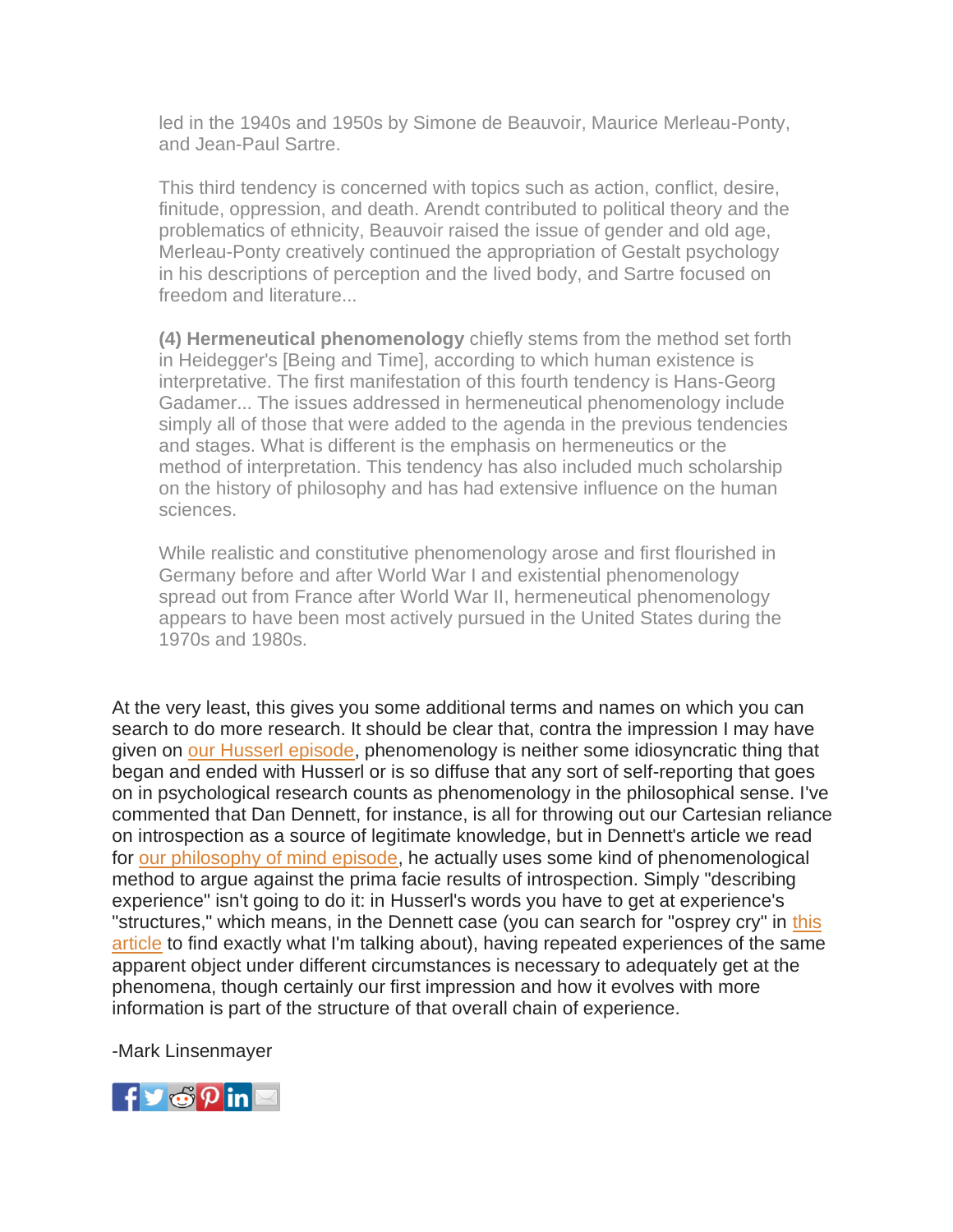led in the 1940s and 1950s by Simone de Beauvoir, Maurice Merleau-Ponty, and Jean-Paul Sartre.

This third tendency is concerned with topics such as action, conflict, desire, finitude, oppression, and death. Arendt contributed to political theory and the problematics of ethnicity, Beauvoir raised the issue of gender and old age, Merleau-Ponty creatively continued the appropriation of Gestalt psychology in his descriptions of perception and the lived body, and Sartre focused on freedom and literature...

**(4) Hermeneutical phenomenology** chiefly stems from the method set forth in Heidegger's [Being and Time], according to which human existence is interpretative. The first manifestation of this fourth tendency is Hans-Georg Gadamer... The issues addressed in hermeneutical phenomenology include simply all of those that were added to the agenda in the previous tendencies and stages. What is different is the emphasis on hermeneutics or the method of interpretation. This tendency has also included much scholarship on the history of philosophy and has had extensive influence on the human sciences.

While realistic and constitutive phenomenology arose and first flourished in Germany before and after World War I and existential phenomenology spread out from France after World War II, hermeneutical phenomenology appears to have been most actively pursued in the United States during the 1970s and 1980s.

At the very least, this gives you some additional terms and names on which you can search to do more research. It should be clear that, contra the impression I may have given on our Husserl episode, phenomenology is neither some idiosyncratic thing that began and ended with Husserl or is so diffuse that any sort of self-reporting that goes on in psychological research counts as phenomenology in the philosophical sense. I've commented that Dan Dennett, for instance, is all for throwing out our Cartesian reliance on introspection as a source of legitimate knowledge, but in Dennett's article we read for our philosophy of mind episode, he actually uses some kind of phenomenological method to argue against the prima facie results of introspection. Simply "describing experience" isn't going to do it: in Husserl's words you have to get at experience's "structures," which means, in the Dennett case (you can search for "osprey cry" in this article to find exactly what I'm talking about), having repeated experiences of the same apparent object under different circumstances is necessary to adequately get at the phenomena, though certainly our first impression and how it evolves with more information is part of the structure of that overall chain of experience.

-Mark Linsenmayer